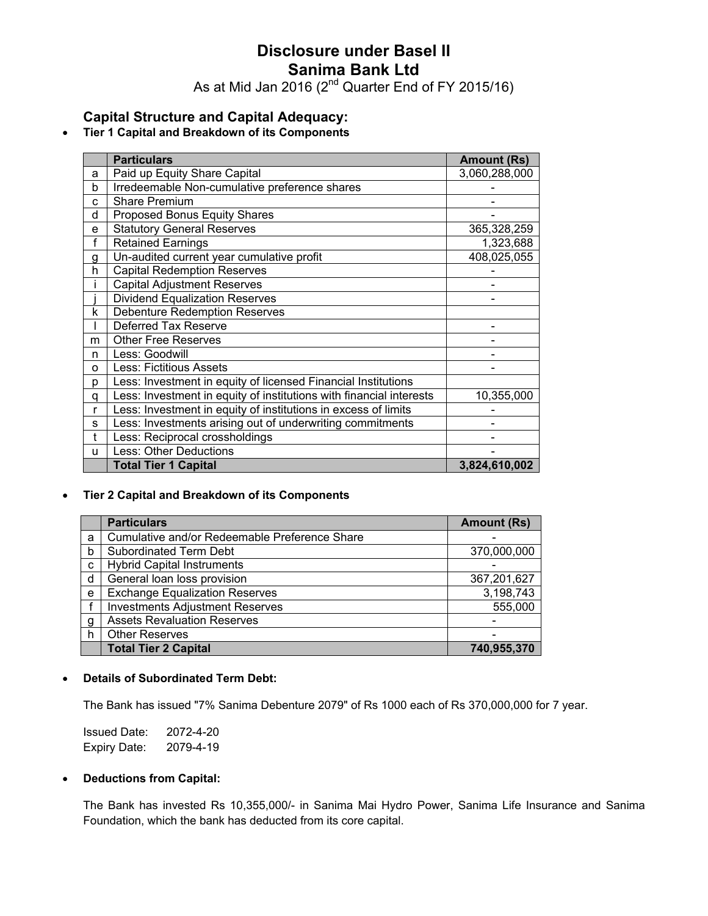# Disclosure under Basel II
# Sanima Bank Ltd

As at Mid Jan 2016 (2nd Quarter End of FY 2015/16)

## Capital Structure and Capital Adequacy:

- **Tier 1 Capital and Breakdown of its Components**

| | Particulars | Amount (Rs) |
|---|---|---|
| a | Paid up Equity Share Capital | 3,060,288,000 |
| b | Irredeemable Non-cumulative preference shares | - |
| c | Share Premium | - |
| d | Proposed Bonus Equity Shares | - |
| e | Statutory General Reserves | 365,328,259 |
| f | Retained Earnings | 1,323,688 |
| g | Un-audited current year cumulative profit | 408,025,055 |
| h | Capital Redemption Reserves | - |
| i | Capital Adjustment Reserves | - |
| j | Dividend Equalization Reserves | - |
| k | Debenture Redemption Reserves | |
| l | Deferred Tax Reserve | - |
| m | Other Free Reserves | - |
| n | Less: Goodwill | - |
| o | Less: Fictitious Assets | - |
| p | Less: Investment in equity of licensed Financial Institutions | |
| q | Less: Investment in equity of institutions with financial interests | 10,355,000 |
| r | Less: Investment in equity of institutions in excess of limits | - |
| s | Less: Investments arising out of underwriting commitments | - |
| t | Less: Reciprocal crossholdings | - |
| u | Less: Other Deductions | - |
| | **Total Tier 1 Capital** | **3,824,610,002** |

- **Tier 2 Capital and Breakdown of its Components**

| | Particulars | Amount (Rs) |
|---|---|---|
| a | Cumulative and/or Redeemable Preference Share | - |
| b | Subordinated Term Debt | 370,000,000 |
| c | Hybrid Capital Instruments | - |
| d | General loan loss provision | 367,201,627 |
| e | Exchange Equalization Reserves | 3,198,743 |
| f | Investments Adjustment Reserves | 555,000 |
| g | Assets Revaluation Reserves | - |
| h | Other Reserves | - |
| | **Total Tier 2 Capital** | **740,955,370** |

- **Details of Subordinated Term Debt:**

The Bank has issued "7% Sanima Debenture 2079" of Rs 1000 each of Rs 370,000,000 for 7 year.

Issued Date: 2072-4-20
Expiry Date: 2079-4-19

- **Deductions from Capital:**

The Bank has invested Rs 10,355,000/- in Sanima Mai Hydro Power, Sanima Life Insurance and Sanima Foundation, which the bank has deducted from its core capital.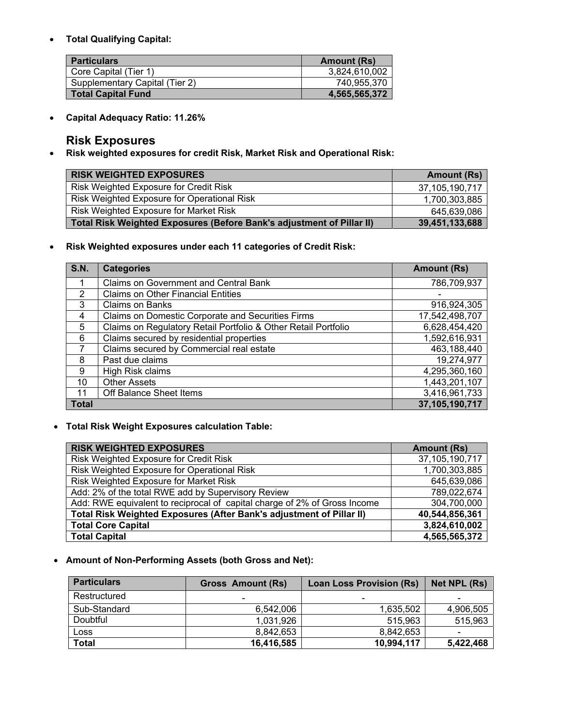- **Total Qualifying Capital:**

| Particulars | Amount (Rs) |
|---|---|
| Core Capital (Tier 1) | 3,824,610,002 |
| Supplementary Capital (Tier 2) | 740,955,370 |
| **Total Capital Fund** | **4,565,565,372** |

- **Capital Adequacy Ratio: 11.26%**

## Risk Exposures

- **Risk weighted exposures for credit Risk, Market Risk and Operational Risk:**

| RISK WEIGHTED EXPOSURES | Amount (Rs) |
|---|---|
| Risk Weighted Exposure for Credit Risk | 37,105,190,717 |
| Risk Weighted Exposure for Operational Risk | 1,700,303,885 |
| Risk Weighted Exposure for Market Risk | 645,639,086 |
| **Total Risk Weighted Exposures (Before Bank's adjustment of Pillar II)** | **39,451,133,688** |

- **Risk Weighted exposures under each 11 categories of Credit Risk:**

| S.N. | Categories | Amount (Rs) |
|---|---|---|
| 1 | Claims on Government and Central Bank | 786,709,937 |
| 2 | Claims on Other Financial Entities | - |
| 3 | Claims on Banks | 916,924,305 |
| 4 | Claims on Domestic Corporate and Securities Firms | 17,542,498,707 |
| 5 | Claims on Regulatory Retail Portfolio & Other Retail Portfolio | 6,628,454,420 |
| 6 | Claims secured by residential properties | 1,592,616,931 |
| 7 | Claims secured by Commercial real estate | 463,188,440 |
| 8 | Past due claims | 19,274,977 |
| 9 | High Risk claims | 4,295,360,160 |
| 10 | Other Assets | 1,443,201,107 |
| 11 | Off Balance Sheet Items | 3,416,961,733 |
| **Total** | | **37,105,190,717** |

- **Total Risk Weight Exposures calculation Table:**

| RISK WEIGHTED EXPOSURES | Amount (Rs) |
|---|---|
| Risk Weighted Exposure for Credit Risk | 37,105,190,717 |
| Risk Weighted Exposure for Operational Risk | 1,700,303,885 |
| Risk Weighted Exposure for Market Risk | 645,639,086 |
| Add: 2% of the total RWE add by Supervisory Review | 789,022,674 |
| Add: RWE equivalent to reciprocal of capital charge of 2% of Gross Income | 304,700,000 |
| **Total Risk Weighted Exposures (After Bank's adjustment of Pillar II)** | **40,544,856,361** |
| **Total Core Capital** | **3,824,610,002** |
| **Total Capital** | **4,565,565,372** |

- **Amount of Non-Performing Assets (both Gross and Net):**

| Particulars | Gross Amount (Rs) | Loan Loss Provision (Rs) | Net NPL (Rs) |
|---|---|---|---|
| Restructured | - | - | - |
| Sub-Standard | 6,542,006 | 1,635,502 | 4,906,505 |
| Doubtful | 1,031,926 | 515,963 | 515,963 |
| Loss | 8,842,653 | 8,842,653 | - |
| **Total** | **16,416,585** | **10,994,117** | **5,422,468** |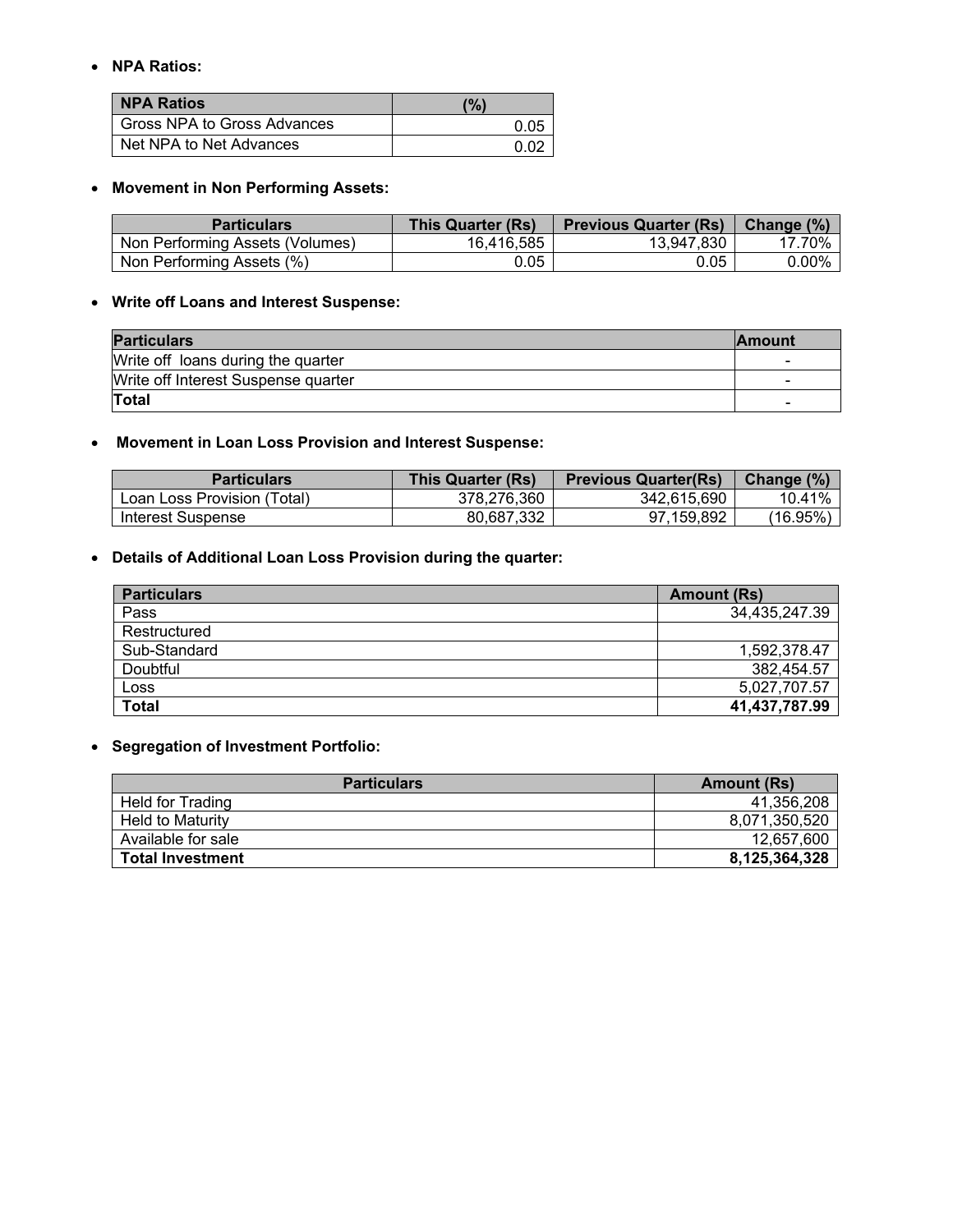- **NPA Ratios:**

| NPA Ratios | (%) |
|---|---|
| Gross NPA to Gross Advances | 0.05 |
| Net NPA to Net Advances | 0.02 |

- **Movement in Non Performing Assets:**

| Particulars | This Quarter (Rs) | Previous Quarter (Rs) | Change (%) |
|---|---|---|---|
| Non Performing Assets (Volumes) | 16,416,585 | 13,947,830 | 17.70% |
| Non Performing Assets (%) | 0.05 | 0.05 | 0.00% |

- **Write off Loans and Interest Suspense:**

| Particulars | Amount |
|---|---|
| Write off loans during the quarter | - |
| Write off Interest Suspense quarter | - |
| **Total** | - |

- **Movement in Loan Loss Provision and Interest Suspense:**

| Particulars | This Quarter (Rs) | Previous Quarter(Rs) | Change (%) |
|---|---|---|---|
| Loan Loss Provision (Total) | 378,276,360 | 342,615,690 | 10.41% |
| Interest Suspense | 80,687,332 | 97,159,892 | (16.95%) |

- **Details of Additional Loan Loss Provision during the quarter:**

| Particulars | Amount (Rs) |
|---|---|
| Pass | 34,435,247.39 |
| Restructured | |
| Sub-Standard | 1,592,378.47 |
| Doubtful | 382,454.57 |
| Loss | 5,027,707.57 |
| **Total** | **41,437,787.99** |

- **Segregation of Investment Portfolio:**

| Particulars | Amount (Rs) |
|---|---|
| Held for Trading | 41,356,208 |
| Held to Maturity | 8,071,350,520 |
| Available for sale | 12,657,600 |
| **Total Investment** | **8,125,364,328** |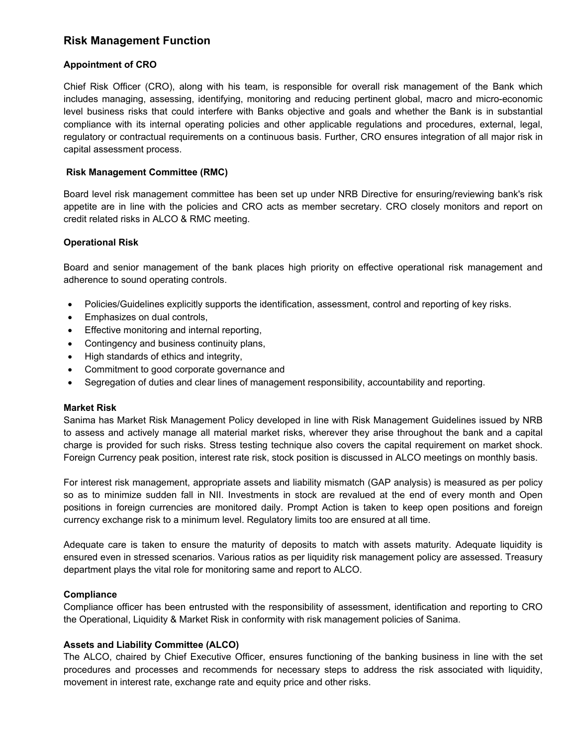## Risk Management Function

### Appointment of CRO

Chief Risk Officer (CRO), along with his team, is responsible for overall risk management of the Bank which includes managing, assessing, identifying, monitoring and reducing pertinent global, macro and micro-economic level business risks that could interfere with Banks objective and goals and whether the Bank is in substantial compliance with its internal operating policies and other applicable regulations and procedures, external, legal, regulatory or contractual requirements on a continuous basis. Further, CRO ensures integration of all major risk in capital assessment process.

### Risk Management Committee (RMC)

Board level risk management committee has been set up under NRB Directive for ensuring/reviewing bank's risk appetite are in line with the policies and CRO acts as member secretary. CRO closely monitors and report on credit related risks in ALCO & RMC meeting.

### Operational Risk

Board and senior management of the bank places high priority on effective operational risk management and adherence to sound operating controls.

- Policies/Guidelines explicitly supports the identification, assessment, control and reporting of key risks.
- Emphasizes on dual controls,
- Effective monitoring and internal reporting,
- Contingency and business continuity plans,
- High standards of ethics and integrity,
- Commitment to good corporate governance and
- Segregation of duties and clear lines of management responsibility, accountability and reporting.

### Market Risk

Sanima has Market Risk Management Policy developed in line with Risk Management Guidelines issued by NRB to assess and actively manage all material market risks, wherever they arise throughout the bank and a capital charge is provided for such risks. Stress testing technique also covers the capital requirement on market shock. Foreign Currency peak position, interest rate risk, stock position is discussed in ALCO meetings on monthly basis.

For interest risk management, appropriate assets and liability mismatch (GAP analysis) is measured as per policy so as to minimize sudden fall in NII. Investments in stock are revalued at the end of every month and Open positions in foreign currencies are monitored daily. Prompt Action is taken to keep open positions and foreign currency exchange risk to a minimum level. Regulatory limits too are ensured at all time.

Adequate care is taken to ensure the maturity of deposits to match with assets maturity. Adequate liquidity is ensured even in stressed scenarios. Various ratios as per liquidity risk management policy are assessed. Treasury department plays the vital role for monitoring same and report to ALCO.

### Compliance

Compliance officer has been entrusted with the responsibility of assessment, identification and reporting to CRO the Operational, Liquidity & Market Risk in conformity with risk management policies of Sanima.

### Assets and Liability Committee (ALCO)

The ALCO, chaired by Chief Executive Officer, ensures functioning of the banking business in line with the set procedures and processes and recommends for necessary steps to address the risk associated with liquidity, movement in interest rate, exchange rate and equity price and other risks.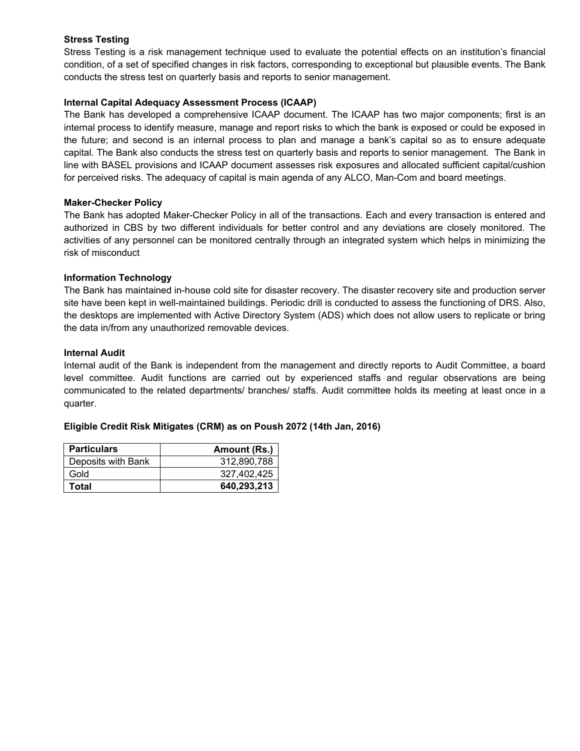**Stress Testing**

Stress Testing is a risk management technique used to evaluate the potential effects on an institution's financial condition, of a set of specified changes in risk factors, corresponding to exceptional but plausible events. The Bank conducts the stress test on quarterly basis and reports to senior management.

**Internal Capital Adequacy Assessment Process (ICAAP)**

The Bank has developed a comprehensive ICAAP document. The ICAAP has two major components; first is an internal process to identify measure, manage and report risks to which the bank is exposed or could be exposed in the future; and second is an internal process to plan and manage a bank's capital so as to ensure adequate capital. The Bank also conducts the stress test on quarterly basis and reports to senior management. The Bank in line with BASEL provisions and ICAAP document assesses risk exposures and allocated sufficient capital/cushion for perceived risks. The adequacy of capital is main agenda of any ALCO, Man-Com and board meetings.

**Maker-Checker Policy**

The Bank has adopted Maker-Checker Policy in all of the transactions. Each and every transaction is entered and authorized in CBS by two different individuals for better control and any deviations are closely monitored. The activities of any personnel can be monitored centrally through an integrated system which helps in minimizing the risk of misconduct

**Information Technology**

The Bank has maintained in-house cold site for disaster recovery. The disaster recovery site and production server site have been kept in well-maintained buildings. Periodic drill is conducted to assess the functioning of DRS. Also, the desktops are implemented with Active Directory System (ADS) which does not allow users to replicate or bring the data in/from any unauthorized removable devices.

**Internal Audit**

Internal audit of the Bank is independent from the management and directly reports to Audit Committee, a board level committee. Audit functions are carried out by experienced staffs and regular observations are being communicated to the related departments/ branches/ staffs. Audit committee holds its meeting at least once in a quarter.

**Eligible Credit Risk Mitigates (CRM) as on Poush 2072 (14th Jan, 2016)**

| Particulars | Amount (Rs.) |
|---|---:|
| Deposits with Bank | 312,890,788 |
| Gold | 327,402,425 |
| **Total** | **640,293,213** |